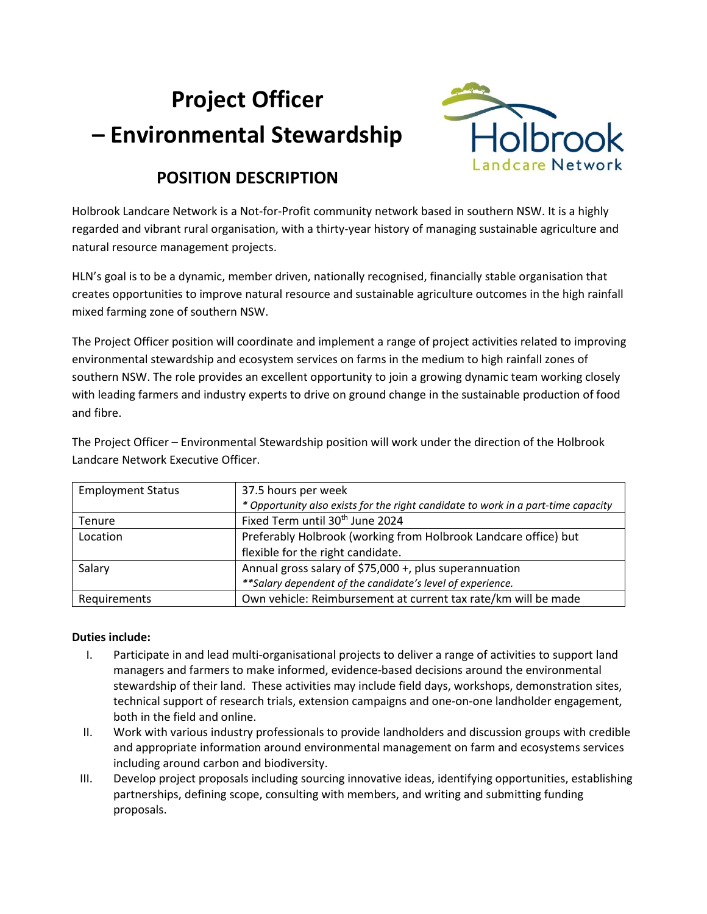# Project Officer – Environmental Stewardship

## POSITION DESCRIPTION

Holbrook Landcare Network is a Not-for-Profit community network based in southern NSW. It is a highly regarded and vibrant rural organisation, with a thirty-year history of managing sustainable agriculture and natural resource management projects.

HLN's goal is to be a dynamic, member driven, nationally recognised, financially stable organisation that creates opportunities to improve natural resource and sustainable agriculture outcomes in the high rainfall mixed farming zone of southern NSW.

The Project Officer position will coordinate and implement a range of project activities related to improving environmental stewardship and ecosystem services on farms in the medium to high rainfall zones of southern NSW. The role provides an excellent opportunity to join a growing dynamic team working closely with leading farmers and industry experts to drive on ground change in the sustainable production of food and fibre.

The Project Officer – Environmental Stewardship position will work under the direction of the Holbrook Landcare Network Executive Officer.

| Employment Status | 37.5 hours per week<br>*\* Opportunity also exists for the right candidate to work in a part-time capacity* |
|---|---|
| Tenure | Fixed Term until 30th June 2024 |
| Location | Preferably Holbrook (working from Holbrook Landcare office) but flexible for the right candidate. |
| Salary | Annual gross salary of $75,000 +, plus superannuation<br>*\*\*Salary dependent of the candidate's level of experience.* |
| Requirements | Own vehicle: Reimbursement at current tax rate/km will be made |

**Duties include:**

I. Participate in and lead multi-organisational projects to deliver a range of activities to support land managers and farmers to make informed, evidence-based decisions around the environmental stewardship of their land. These activities may include field days, workshops, demonstration sites, technical support of research trials, extension campaigns and one-on-one landholder engagement, both in the field and online.

II. Work with various industry professionals to provide landholders and discussion groups with credible and appropriate information around environmental management on farm and ecosystems services including around carbon and biodiversity.

III. Develop project proposals including sourcing innovative ideas, identifying opportunities, establishing partnerships, defining scope, consulting with members, and writing and submitting funding proposals.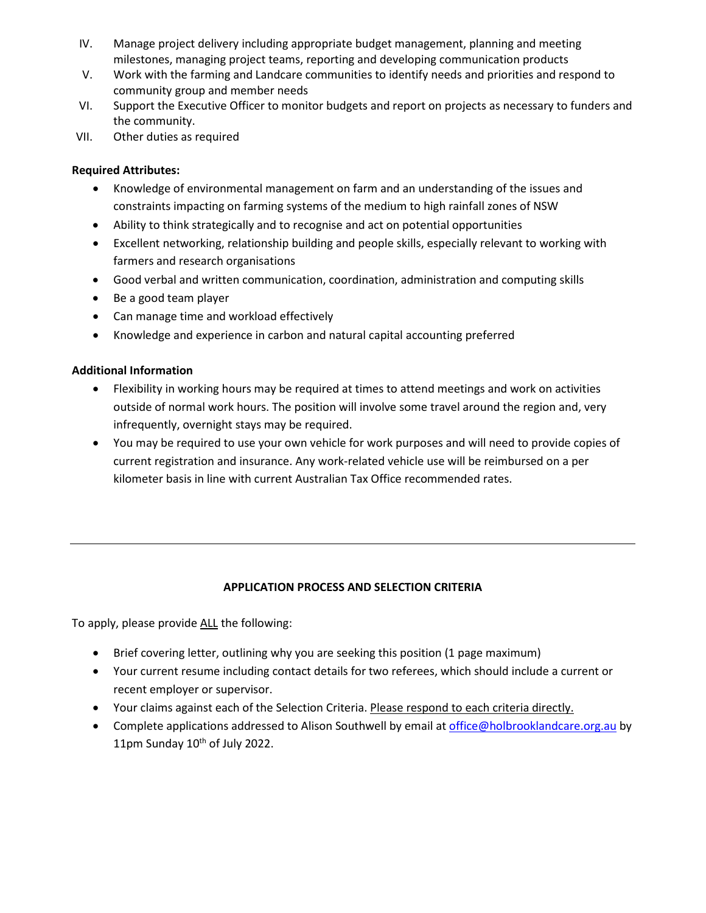IV. Manage project delivery including appropriate budget management, planning and meeting milestones, managing project teams, reporting and developing communication products

V. Work with the farming and Landcare communities to identify needs and priorities and respond to community group and member needs

VI. Support the Executive Officer to monitor budgets and report on projects as necessary to funders and the community.

VII. Other duties as required

**Required Attributes:**

- Knowledge of environmental management on farm and an understanding of the issues and constraints impacting on farming systems of the medium to high rainfall zones of NSW
- Ability to think strategically and to recognise and act on potential opportunities
- Excellent networking, relationship building and people skills, especially relevant to working with farmers and research organisations
- Good verbal and written communication, coordination, administration and computing skills
- Be a good team player
- Can manage time and workload effectively
- Knowledge and experience in carbon and natural capital accounting preferred

**Additional Information**

- Flexibility in working hours may be required at times to attend meetings and work on activities outside of normal work hours. The position will involve some travel around the region and, very infrequently, overnight stays may be required.
- You may be required to use your own vehicle for work purposes and will need to provide copies of current registration and insurance. Any work-related vehicle use will be reimbursed on a per kilometer basis in line with current Australian Tax Office recommended rates.

---

**APPLICATION PROCESS AND SELECTION CRITERIA**

To apply, please provide ALL the following:

- Brief covering letter, outlining why you are seeking this position (1 page maximum)
- Your current resume including contact details for two referees, which should include a current or recent employer or supervisor.
- Your claims against each of the Selection Criteria. Please respond to each criteria directly.
- Complete applications addressed to Alison Southwell by email at office@holbrooklandcare.org.au by 11pm Sunday 10th of July 2022.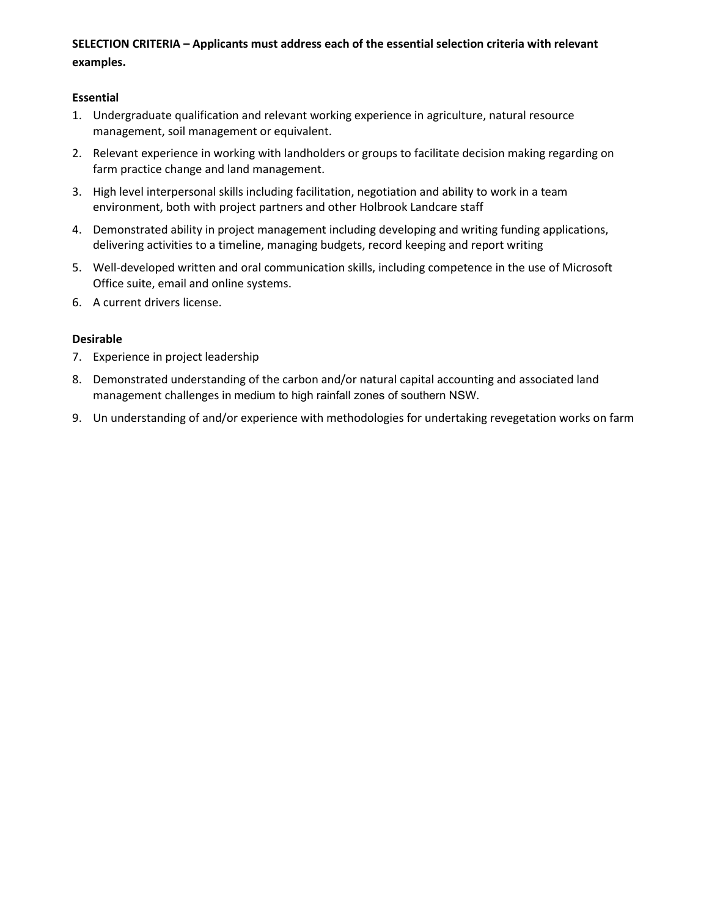**SELECTION CRITERIA – Applicants must address each of the essential selection criteria with relevant examples.**

**Essential**

1. Undergraduate qualification and relevant working experience in agriculture, natural resource management, soil management or equivalent.
2. Relevant experience in working with landholders or groups to facilitate decision making regarding on farm practice change and land management.
3. High level interpersonal skills including facilitation, negotiation and ability to work in a team environment, both with project partners and other Holbrook Landcare staff
4. Demonstrated ability in project management including developing and writing funding applications, delivering activities to a timeline, managing budgets, record keeping and report writing
5. Well-developed written and oral communication skills, including competence in the use of Microsoft Office suite, email and online systems.
6. A current drivers license.

**Desirable**

7. Experience in project leadership
8. Demonstrated understanding of the carbon and/or natural capital accounting and associated land management challenges in medium to high rainfall zones of southern NSW.
9. Un understanding of and/or experience with methodologies for undertaking revegetation works on farm